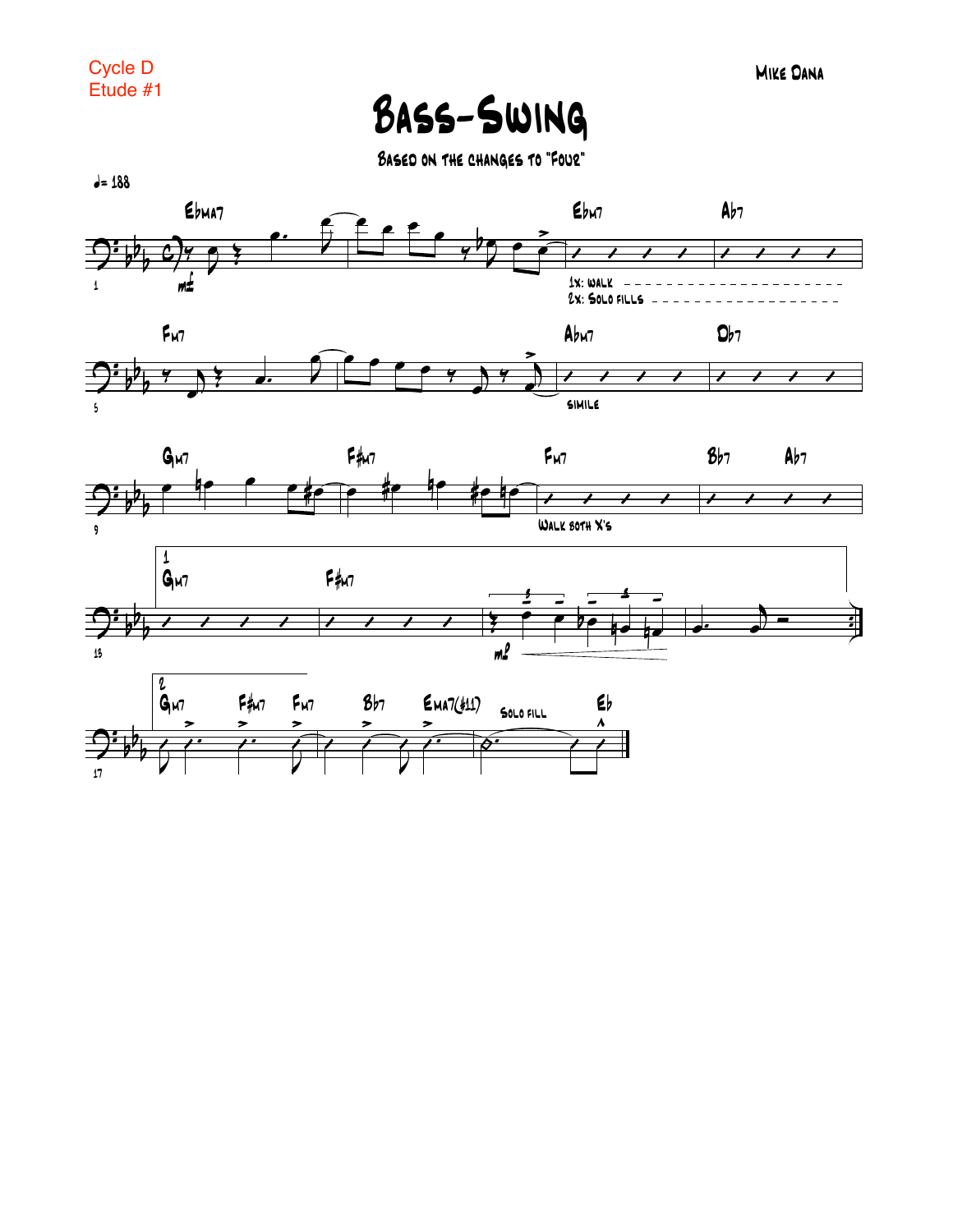Cycle D
Etude #1

Mike Dana

# Bass-Swing

Based on the changes to "Four"

♩= 188

Ebma7 | Ebm7 | Ab7

1x: walk
2x: Solo fills

Fm7 | Abm7 | Db7

simile

Gm7 | F#m7 | Fm7 | Bb7 Ab7

Walk both X's

1. Gm7 | F#m7

2. Gm7 F#m7 Fm7 Bb7 Ema7(#11) Solo fill Eb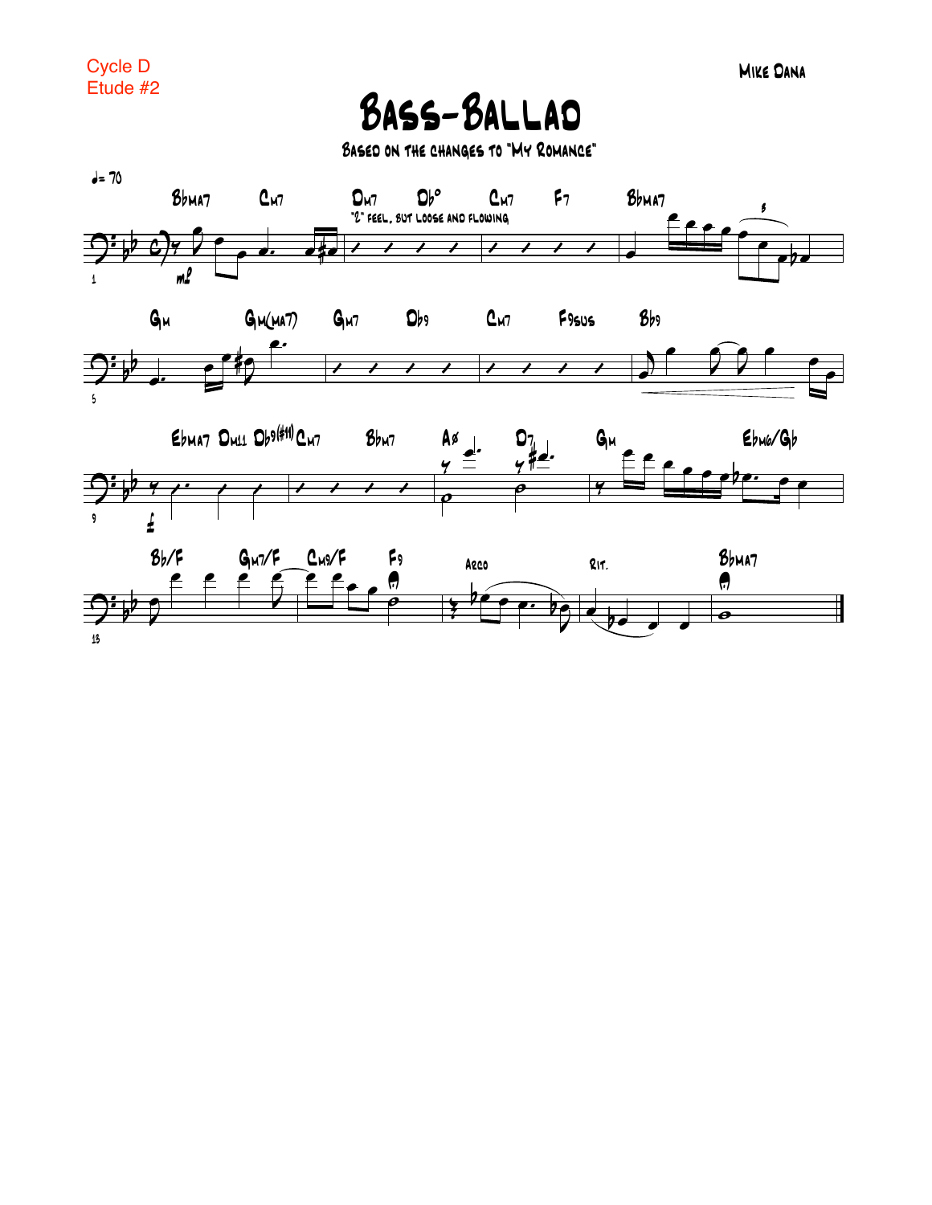Cycle D
Etude #2

Mike Dana

# Bass-Ballad

### Based on the changes to "My Romance"

♩= 70

Bbma7 Cm7 Dm7 Db° Cm7 F7 Bbma7

"2" feel, but loose and flowing

Gm Gm(ma7) Gm7 Db9 Cm7 F9sus Bb9

Ebma7 Dm11 Db9(#11) Cm7 Bbm7 Aø D7 Gm Ebm6/Gb

Bb/F Gm7/F Cm9/F F9 Arco Rit. Bbma7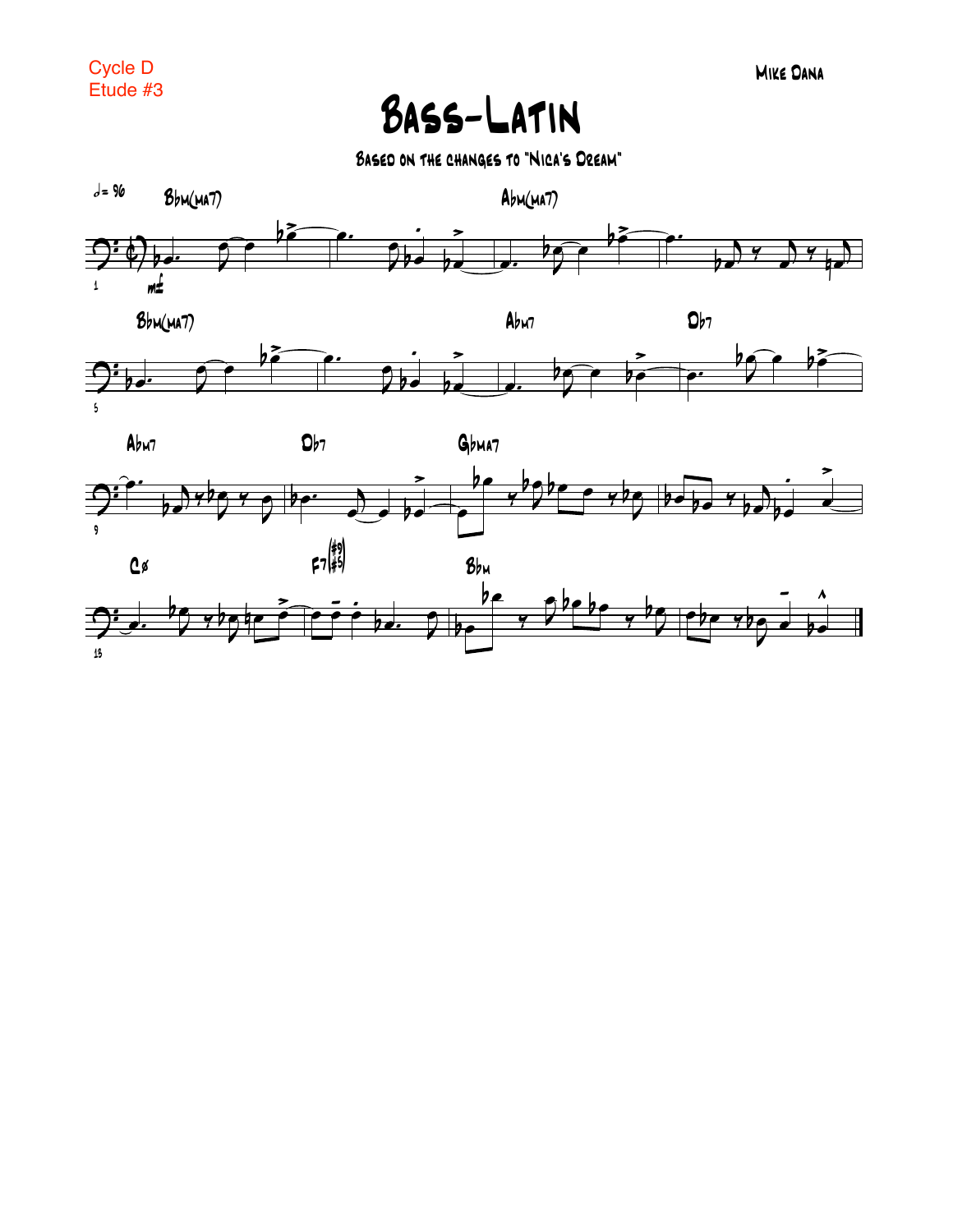Cycle D
Etude #3

Mike Dana

# Bass-Latin

Based on the changes to "Nica's Dream"

𝅗𝅥 = 96

Bbm(ma7) Abm(ma7)

Bbm(ma7) Abm7 Db7

Abm7 Db7 Gbma7

Cø F7(#9 #5) Bbm